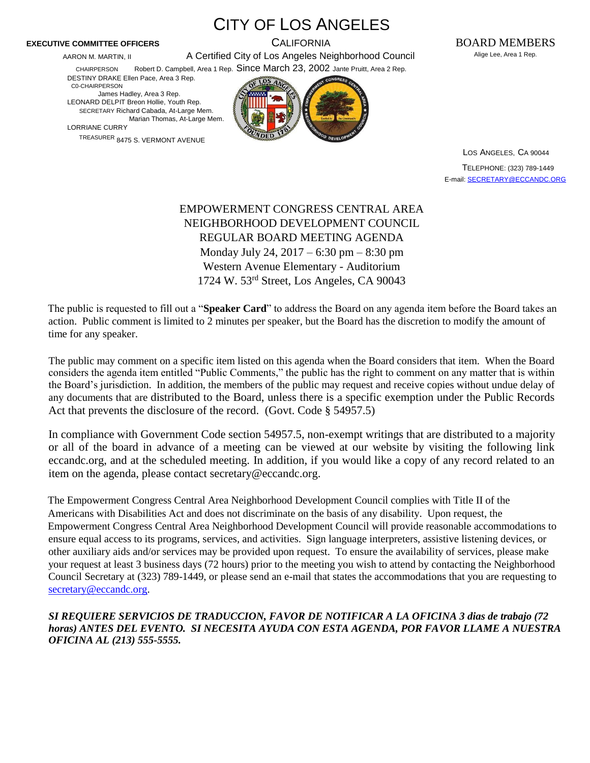# CITY OF LOS ANGELES

CALIFORNIA

A Certified City of Los Angeles Neighborhood Council

Since March 23, 2002

**EXECUTIVE COMMITTEE OFFICERS**

AARON M. MARTIN, II
CHAIRPERSON

DESTINY DRAKE
C0-CHAIRPERSON

LEONARD DELPIT
SECRETARY

LORRIANE CURRY
TREASURER

BOARD MEMBERS

Alige Lee, Area 1 Rep.
Robert D. Campbell, Area 1 Rep.
Jante Pruitt, Area 2 Rep.
Ellen Pace, Area 3 Rep.
James Hadley, Area 3 Rep.
Breon Hollie, Youth Rep.
Richard Cabada, At-Large Mem.
Marian Thomas, At-Large Mem.

8475 S. VERMONT AVENUE
LOS ANGELES, CA 90044
TELEPHONE: (323) 789-1449
E-mail: SECRETARY@ECCANDC.ORG

EMPOWERMENT CONGRESS CENTRAL AREA
NEIGHBORHOOD DEVELOPMENT COUNCIL
REGULAR BOARD MEETING AGENDA
Monday July 24, 2017 – 6:30 pm – 8:30 pm
Western Avenue Elementary - Auditorium
1724 W. 53rd Street, Los Angeles, CA 90043

The public is requested to fill out a "**Speaker Card**" to address the Board on any agenda item before the Board takes an action. Public comment is limited to 2 minutes per speaker, but the Board has the discretion to modify the amount of time for any speaker.

The public may comment on a specific item listed on this agenda when the Board considers that item. When the Board considers the agenda item entitled "Public Comments," the public has the right to comment on any matter that is within the Board's jurisdiction. In addition, the members of the public may request and receive copies without undue delay of any documents that are distributed to the Board, unless there is a specific exemption under the Public Records Act that prevents the disclosure of the record. (Govt. Code § 54957.5)

In compliance with Government Code section 54957.5, non-exempt writings that are distributed to a majority or all of the board in advance of a meeting can be viewed at our website by visiting the following link eccandc.org, and at the scheduled meeting. In addition, if you would like a copy of any record related to an item on the agenda, please contact secretary@eccandc.org.

The Empowerment Congress Central Area Neighborhood Development Council complies with Title II of the Americans with Disabilities Act and does not discriminate on the basis of any disability. Upon request, the Empowerment Congress Central Area Neighborhood Development Council will provide reasonable accommodations to ensure equal access to its programs, services, and activities. Sign language interpreters, assistive listening devices, or other auxiliary aids and/or services may be provided upon request. To ensure the availability of services, please make your request at least 3 business days (72 hours) prior to the meeting you wish to attend by contacting the Neighborhood Council Secretary at (323) 789-1449, or please send an e-mail that states the accommodations that you are requesting to secretary@eccandc.org.

***SI REQUIERE SERVICIOS DE TRADUCCION, FAVOR DE NOTIFICAR A LA OFICINA 3 dias de trabajo (72 horas) ANTES DEL EVENTO. SI NECESITA AYUDA CON ESTA AGENDA, POR FAVOR LLAME A NUESTRA OFICINA AL (213) 555-5555.***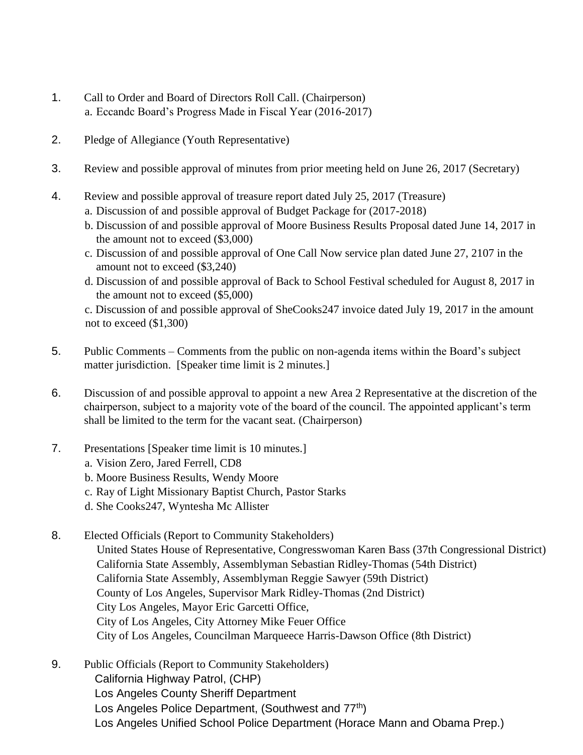1. Call to Order and Board of Directors Roll Call. (Chairperson)
   a. Eccandc Board's Progress Made in Fiscal Year (2016-2017)

2. Pledge of Allegiance (Youth Representative)

3. Review and possible approval of minutes from prior meeting held on June 26, 2017 (Secretary)

4. Review and possible approval of treasure report dated July 25, 2017 (Treasure)
   a. Discussion of and possible approval of Budget Package for (2017-2018)
   b. Discussion of and possible approval of Moore Business Results Proposal dated June 14, 2017 in the amount not to exceed ($3,000)
   c. Discussion of and possible approval of One Call Now service plan dated June 27, 2107 in the amount not to exceed ($3,240)
   d. Discussion of and possible approval of Back to School Festival scheduled for August 8, 2017 in the amount not to exceed ($5,000)
   c. Discussion of and possible approval of SheCooks247 invoice dated July 19, 2017 in the amount not to exceed ($1,300)

5. Public Comments – Comments from the public on non-agenda items within the Board's subject matter jurisdiction. [Speaker time limit is 2 minutes.]

6. Discussion of and possible approval to appoint a new Area 2 Representative at the discretion of the chairperson, subject to a majority vote of the board of the council. The appointed applicant's term shall be limited to the term for the vacant seat. (Chairperson)

7. Presentations [Speaker time limit is 10 minutes.]
   a. Vision Zero, Jared Ferrell, CD8
   b. Moore Business Results, Wendy Moore
   c. Ray of Light Missionary Baptist Church, Pastor Starks
   d. She Cooks247, Wyntesha Mc Allister

8. Elected Officials (Report to Community Stakeholders)
   United States House of Representative, Congresswoman Karen Bass (37th Congressional District)
   California State Assembly, Assemblyman Sebastian Ridley-Thomas (54th District)
   California State Assembly, Assemblyman Reggie Sawyer (59th District)
   County of Los Angeles, Supervisor Mark Ridley-Thomas (2nd District)
   City Los Angeles, Mayor Eric Garcetti Office,
   City of Los Angeles, City Attorney Mike Feuer Office
   City of Los Angeles, Councilman Marqueece Harris-Dawson Office (8th District)

9. Public Officials (Report to Community Stakeholders)
   California Highway Patrol, (CHP)
   Los Angeles County Sheriff Department
   Los Angeles Police Department, (Southwest and 77th)
   Los Angeles Unified School Police Department (Horace Mann and Obama Prep.)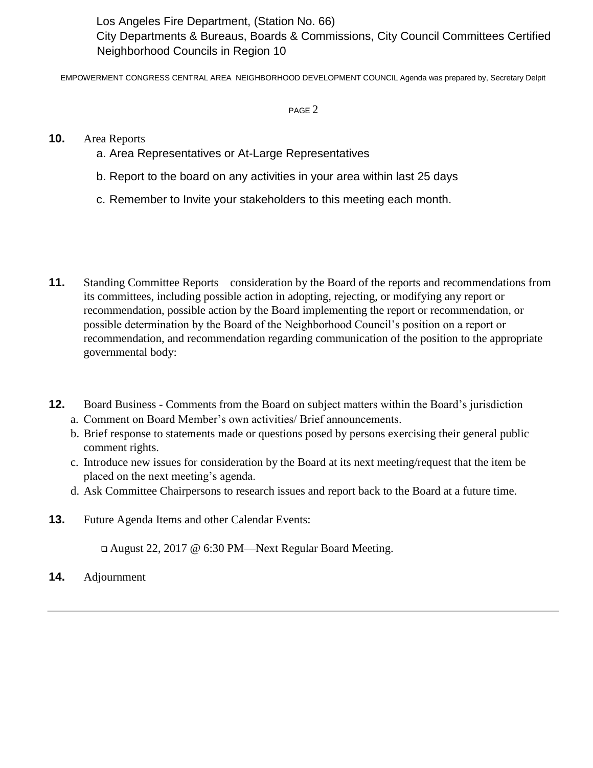Los Angeles Fire Department, (Station No. 66)
City Departments & Bureaus, Boards & Commissions, City Council Committees Certified Neighborhood Councils in Region 10

**10.** Area Reports

a. Area Representatives or At-Large Representatives

b. Report to the board on any activities in your area within last 25 days

c. Remember to Invite your stakeholders to this meeting each month.

**11.** Standing Committee Reports consideration by the Board of the reports and recommendations from its committees, including possible action in adopting, rejecting, or modifying any report or recommendation, possible action by the Board implementing the report or recommendation, or possible determination by the Board of the Neighborhood Council's position on a report or recommendation, and recommendation regarding communication of the position to the appropriate governmental body:

**12.** Board Business - Comments from the Board on subject matters within the Board's jurisdiction

a. Comment on Board Member's own activities/ Brief announcements.
b. Brief response to statements made or questions posed by persons exercising their general public comment rights.
c. Introduce new issues for consideration by the Board at its next meeting/request that the item be placed on the next meeting's agenda.
d. Ask Committee Chairpersons to research issues and report back to the Board at a future time.

**13.** Future Agenda Items and other Calendar Events:

- August 22, 2017 @ 6:30 PM—Next Regular Board Meeting.

**14.** Adjournment

---